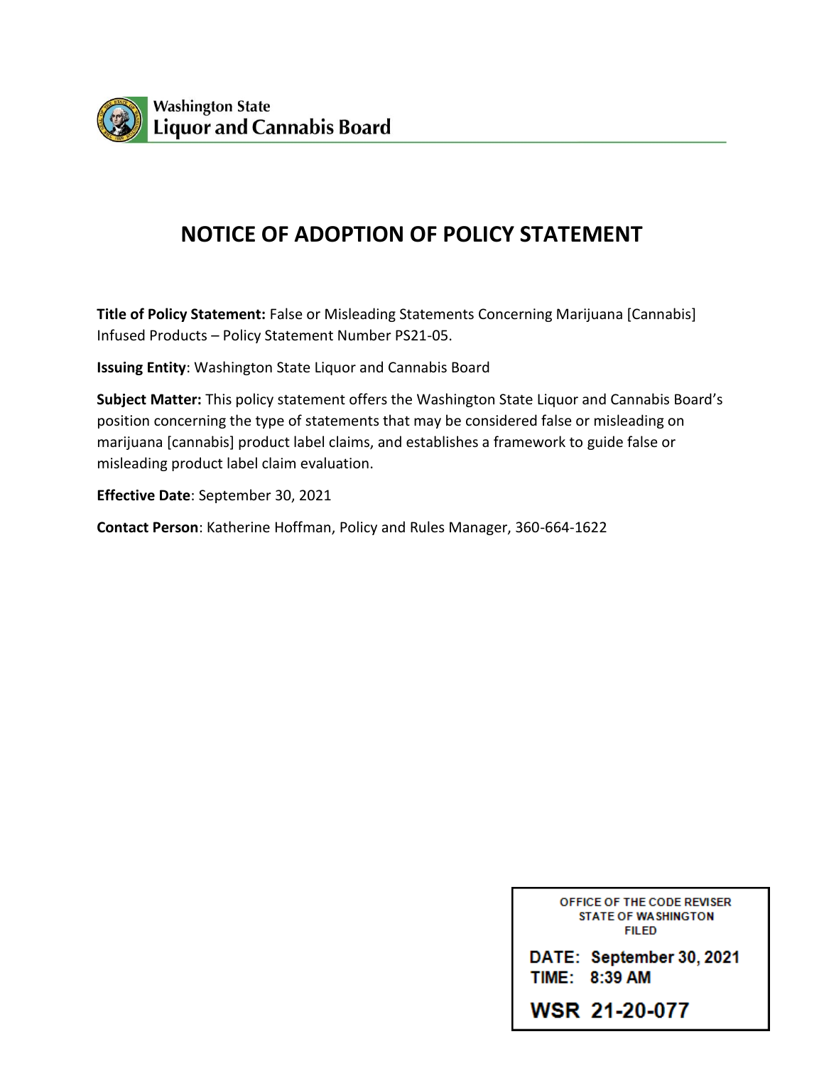Washington State
Liquor and Cannabis Board

# NOTICE OF ADOPTION OF POLICY STATEMENT

**Title of Policy Statement:** False or Misleading Statements Concerning Marijuana [Cannabis] Infused Products – Policy Statement Number PS21-05.

**Issuing Entity**: Washington State Liquor and Cannabis Board

**Subject Matter:** This policy statement offers the Washington State Liquor and Cannabis Board's position concerning the type of statements that may be considered false or misleading on marijuana [cannabis] product label claims, and establishes a framework to guide false or misleading product label claim evaluation.

**Effective Date**: September 30, 2021

**Contact Person**: Katherine Hoffman, Policy and Rules Manager, 360-664-1622

OFFICE OF THE CODE REVISER
STATE OF WASHINGTON
FILED

DATE: September 30, 2021
TIME: 8:39 AM

WSR 21-20-077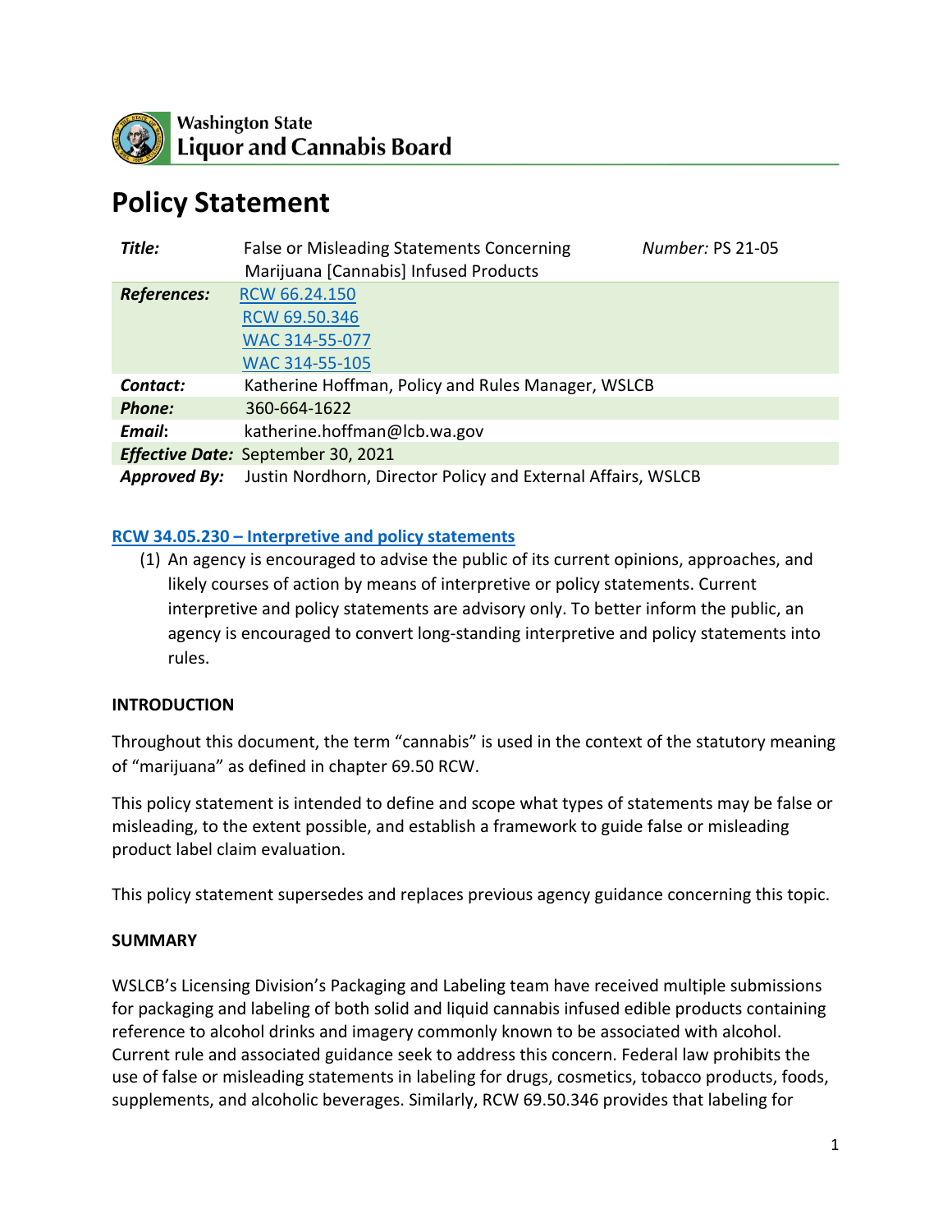Washington State
Liquor and Cannabis Board

# Policy Statement

| | | |
|---|---|---|
| ***Title:*** | False or Misleading Statements Concerning Marijuana [Cannabis] Infused Products | *Number:* PS 21-05 |
| ***References:*** | RCW 66.24.150<br>RCW 69.50.346<br>WAC 314-55-077<br>WAC 314-55-105 | |
| ***Contact:*** | Katherine Hoffman, Policy and Rules Manager, WSLCB | |
| ***Phone:*** | 360-664-1622 | |
| ***Email:*** | katherine.hoffman@lcb.wa.gov | |
| ***Effective Date:*** | September 30, 2021 | |
| ***Approved By:*** | Justin Nordhorn, Director Policy and External Affairs, WSLCB | |

**RCW 34.05.230 – Interpretive and policy statements**

(1) An agency is encouraged to advise the public of its current opinions, approaches, and likely courses of action by means of interpretive or policy statements. Current interpretive and policy statements are advisory only. To better inform the public, an agency is encouraged to convert long-standing interpretive and policy statements into rules.

**INTRODUCTION**

Throughout this document, the term "cannabis" is used in the context of the statutory meaning of "marijuana" as defined in chapter 69.50 RCW.

This policy statement is intended to define and scope what types of statements may be false or misleading, to the extent possible, and establish a framework to guide false or misleading product label claim evaluation.

This policy statement supersedes and replaces previous agency guidance concerning this topic.

**SUMMARY**

WSLCB's Licensing Division's Packaging and Labeling team have received multiple submissions for packaging and labeling of both solid and liquid cannabis infused edible products containing reference to alcohol drinks and imagery commonly known to be associated with alcohol. Current rule and associated guidance seek to address this concern. Federal law prohibits the use of false or misleading statements in labeling for drugs, cosmetics, tobacco products, foods, supplements, and alcoholic beverages. Similarly, RCW 69.50.346 provides that labeling for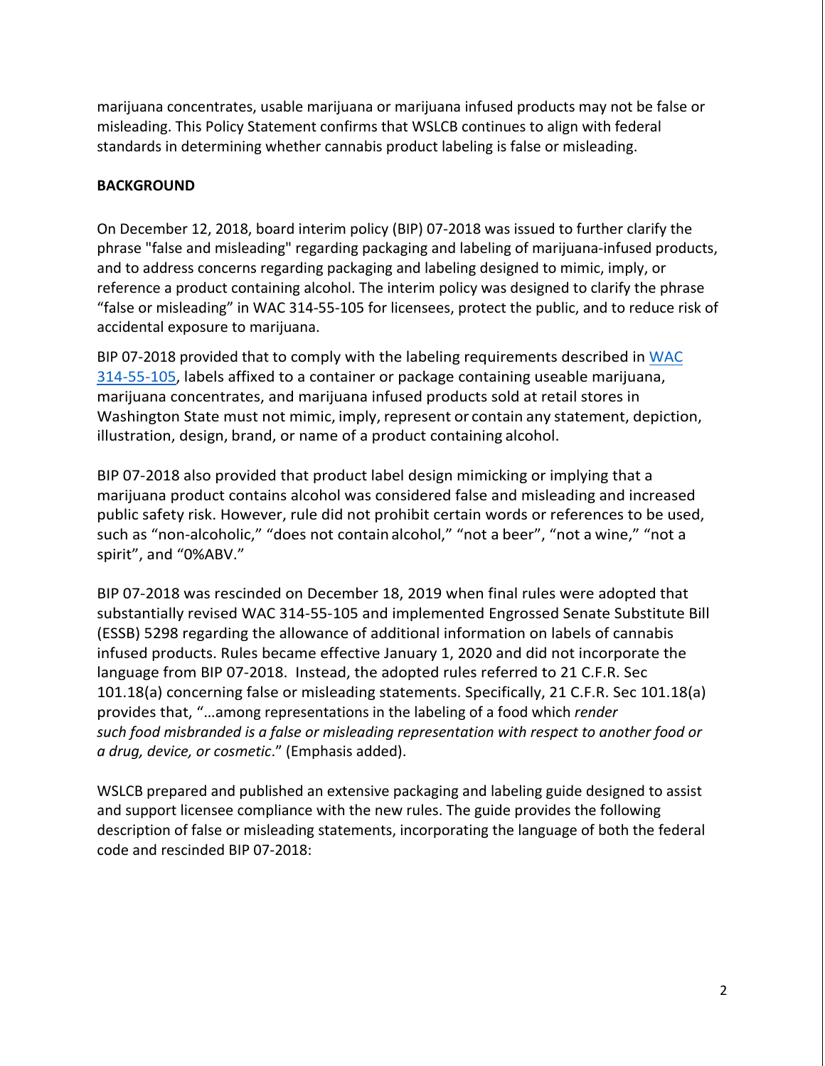marijuana concentrates, usable marijuana or marijuana infused products may not be false or misleading. This Policy Statement confirms that WSLCB continues to align with federal standards in determining whether cannabis product labeling is false or misleading.

**BACKGROUND**

On December 12, 2018, board interim policy (BIP) 07-2018 was issued to further clarify the phrase "false and misleading" regarding packaging and labeling of marijuana-infused products, and to address concerns regarding packaging and labeling designed to mimic, imply, or reference a product containing alcohol. The interim policy was designed to clarify the phrase "false or misleading" in WAC 314-55-105 for licensees, protect the public, and to reduce risk of accidental exposure to marijuana.

BIP 07-2018 provided that to comply with the labeling requirements described in WAC 314-55-105, labels affixed to a container or package containing useable marijuana, marijuana concentrates, and marijuana infused products sold at retail stores in Washington State must not mimic, imply, represent or contain any statement, depiction, illustration, design, brand, or name of a product containing alcohol.

BIP 07-2018 also provided that product label design mimicking or implying that a marijuana product contains alcohol was considered false and misleading and increased public safety risk. However, rule did not prohibit certain words or references to be used, such as "non-alcoholic," "does not contain alcohol," "not a beer", "not a wine," "not a spirit", and "0%ABV."

BIP 07-2018 was rescinded on December 18, 2019 when final rules were adopted that substantially revised WAC 314-55-105 and implemented Engrossed Senate Substitute Bill (ESSB) 5298 regarding the allowance of additional information on labels of cannabis infused products. Rules became effective January 1, 2020 and did not incorporate the language from BIP 07-2018. Instead, the adopted rules referred to 21 C.F.R. Sec 101.18(a) concerning false or misleading statements. Specifically, 21 C.F.R. Sec 101.18(a) provides that, "…among representations in the labeling of a food which *render such food misbranded is a false or misleading representation with respect to another food or a drug, device, or cosmetic*." (Emphasis added).

WSLCB prepared and published an extensive packaging and labeling guide designed to assist and support licensee compliance with the new rules. The guide provides the following description of false or misleading statements, incorporating the language of both the federal code and rescinded BIP 07-2018: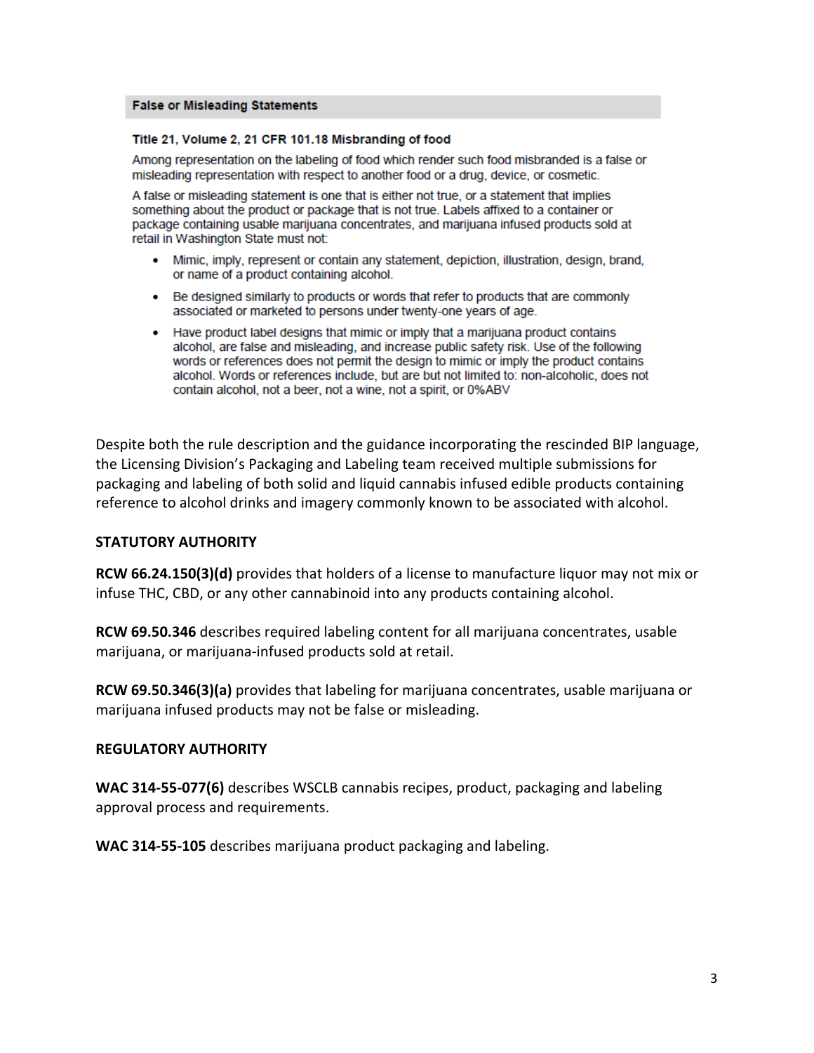**False or Misleading Statements**

**Title 21, Volume 2, 21 CFR 101.18 Misbranding of food**

Among representation on the labeling of food which render such food misbranded is a false or misleading representation with respect to another food or a drug, device, or cosmetic.

A false or misleading statement is one that is either not true, or a statement that implies something about the product or package that is not true. Labels affixed to a container or package containing usable marijuana concentrates, and marijuana infused products sold at retail in Washington State must not:

- Mimic, imply, represent or contain any statement, depiction, illustration, design, brand, or name of a product containing alcohol.
- Be designed similarly to products or words that refer to products that are commonly associated or marketed to persons under twenty-one years of age.
- Have product label designs that mimic or imply that a marijuana product contains alcohol, are false and misleading, and increase public safety risk. Use of the following words or references does not permit the design to mimic or imply the product contains alcohol. Words or references include, but are but not limited to: non-alcoholic, does not contain alcohol, not a beer, not a wine, not a spirit, or 0%ABV

Despite both the rule description and the guidance incorporating the rescinded BIP language, the Licensing Division's Packaging and Labeling team received multiple submissions for packaging and labeling of both solid and liquid cannabis infused edible products containing reference to alcohol drinks and imagery commonly known to be associated with alcohol.

**STATUTORY AUTHORITY**

**RCW 66.24.150(3)(d)** provides that holders of a license to manufacture liquor may not mix or infuse THC, CBD, or any other cannabinoid into any products containing alcohol.

**RCW 69.50.346** describes required labeling content for all marijuana concentrates, usable marijuana, or marijuana-infused products sold at retail.

**RCW 69.50.346(3)(a)** provides that labeling for marijuana concentrates, usable marijuana or marijuana infused products may not be false or misleading.

**REGULATORY AUTHORITY**

**WAC 314-55-077(6)** describes WSCLB cannabis recipes, product, packaging and labeling approval process and requirements.

**WAC 314-55-105** describes marijuana product packaging and labeling.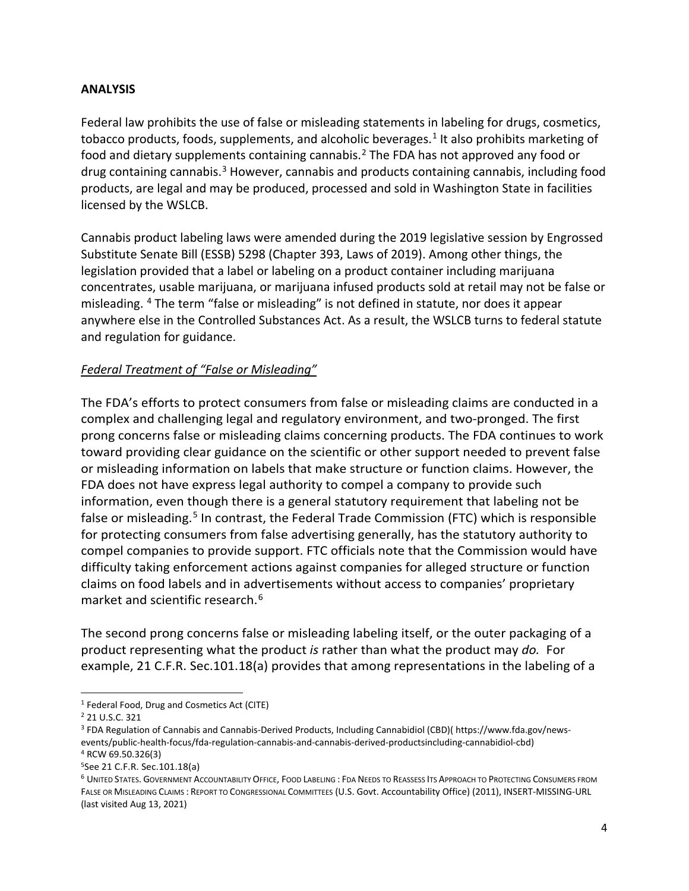**ANALYSIS**

Federal law prohibits the use of false or misleading statements in labeling for drugs, cosmetics, tobacco products, foods, supplements, and alcoholic beverages.[1] It also prohibits marketing of food and dietary supplements containing cannabis.[2] The FDA has not approved any food or drug containing cannabis.[3] However, cannabis and products containing cannabis, including food products, are legal and may be produced, processed and sold in Washington State in facilities licensed by the WSLCB.

Cannabis product labeling laws were amended during the 2019 legislative session by Engrossed Substitute Senate Bill (ESSB) 5298 (Chapter 393, Laws of 2019). Among other things, the legislation provided that a label or labeling on a product container including marijuana concentrates, usable marijuana, or marijuana infused products sold at retail may not be false or misleading. [4] The term "false or misleading" is not defined in statute, nor does it appear anywhere else in the Controlled Substances Act. As a result, the WSLCB turns to federal statute and regulation for guidance.

*Federal Treatment of "False or Misleading"*

The FDA's efforts to protect consumers from false or misleading claims are conducted in a complex and challenging legal and regulatory environment, and two-pronged. The first prong concerns false or misleading claims concerning products. The FDA continues to work toward providing clear guidance on the scientific or other support needed to prevent false or misleading information on labels that make structure or function claims. However, the FDA does not have express legal authority to compel a company to provide such information, even though there is a general statutory requirement that labeling not be false or misleading.[5] In contrast, the Federal Trade Commission (FTC) which is responsible for protecting consumers from false advertising generally, has the statutory authority to compel companies to provide support. FTC officials note that the Commission would have difficulty taking enforcement actions against companies for alleged structure or function claims on food labels and in advertisements without access to companies' proprietary market and scientific research.[6]

The second prong concerns false or misleading labeling itself, or the outer packaging of a product representing what the product *is* rather than what the product may *do.* For example, 21 C.F.R. Sec.101.18(a) provides that among representations in the labeling of a

---

[1] Federal Food, Drug and Cosmetics Act (CITE)

[2] 21 U.S.C. 321

[3] FDA Regulation of Cannabis and Cannabis-Derived Products, Including Cannabidiol (CBD)( https://www.fda.gov/news-events/public-health-focus/fda-regulation-cannabis-and-cannabis-derived-productsincluding-cannabidiol-cbd)

[4] RCW 69.50.326(3)

[5] See 21 C.F.R. Sec.101.18(a)

[6] United States. Government Accountability Office, Food Labeling : FDA Needs to Reassess Its Approach to Protecting Consumers from False or Misleading Claims : Report to Congressional Committees (U.S. Govt. Accountability Office) (2011), INSERT-MISSING-URL (last visited Aug 13, 2021)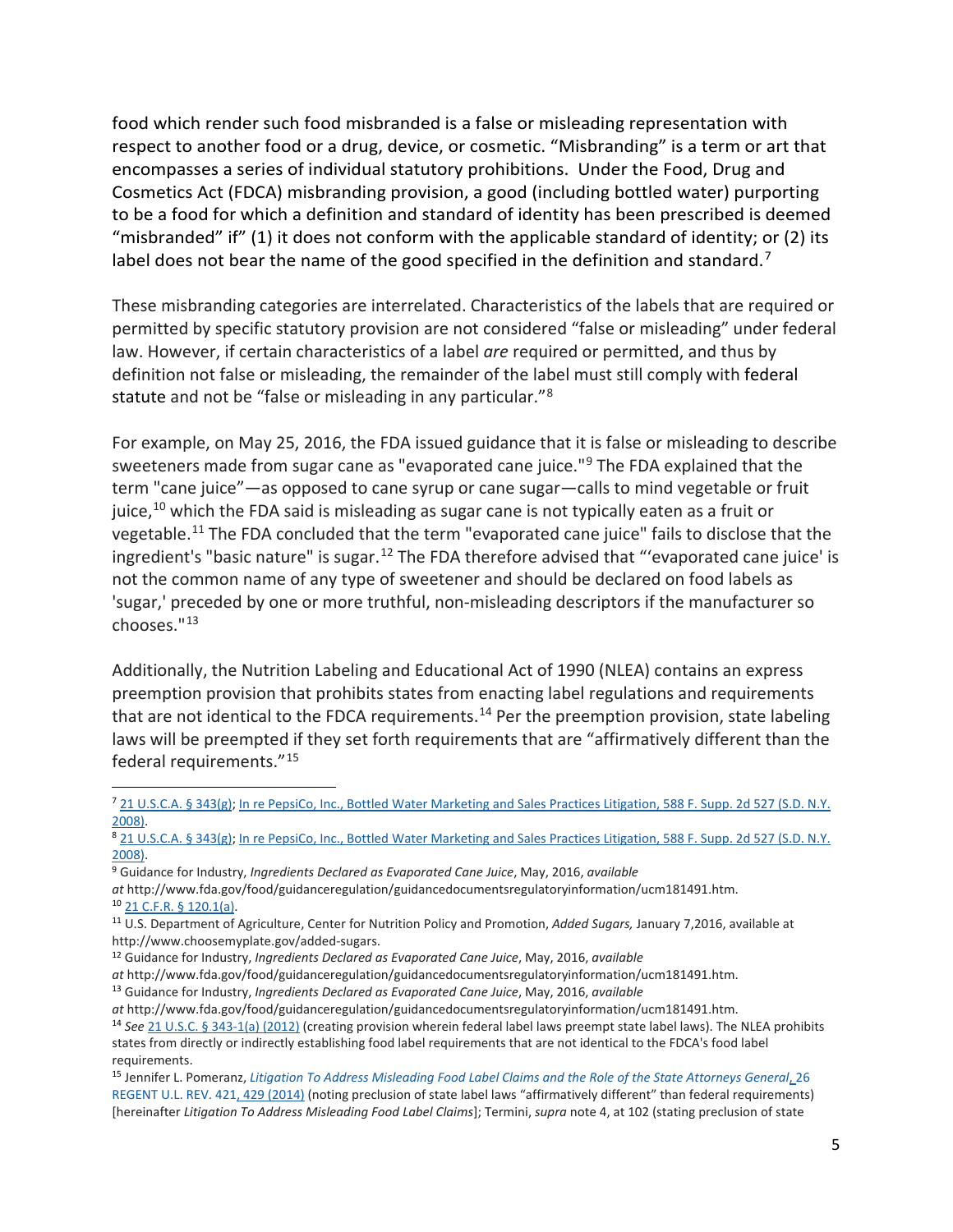food which render such food misbranded is a false or misleading representation with respect to another food or a drug, device, or cosmetic. "Misbranding" is a term or art that encompasses a series of individual statutory prohibitions. Under the Food, Drug and Cosmetics Act (FDCA) misbranding provision, a good (including bottled water) purporting to be a food for which a definition and standard of identity has been prescribed is deemed "misbranded" if" (1) it does not conform with the applicable standard of identity; or (2) its label does not bear the name of the good specified in the definition and standard.[7]

These misbranding categories are interrelated. Characteristics of the labels that are required or permitted by specific statutory provision are not considered "false or misleading" under federal law. However, if certain characteristics of a label *are* required or permitted, and thus by definition not false or misleading, the remainder of the label must still comply with federal statute and not be "false or misleading in any particular."[8]

For example, on May 25, 2016, the FDA issued guidance that it is false or misleading to describe sweeteners made from sugar cane as "evaporated cane juice."[9] The FDA explained that the term "cane juice"—as opposed to cane syrup or cane sugar—calls to mind vegetable or fruit juice,[10] which the FDA said is misleading as sugar cane is not typically eaten as a fruit or vegetable.[11] The FDA concluded that the term "evaporated cane juice" fails to disclose that the ingredient's "basic nature" is sugar.[12] The FDA therefore advised that "'evaporated cane juice' is not the common name of any type of sweetener and should be declared on food labels as 'sugar,' preceded by one or more truthful, non-misleading descriptors if the manufacturer so chooses."[13]

Additionally, the Nutrition Labeling and Educational Act of 1990 (NLEA) contains an express preemption provision that prohibits states from enacting label regulations and requirements that are not identical to the FDCA requirements.[14] Per the preemption provision, state labeling laws will be preempted if they set forth requirements that are "affirmatively different than the federal requirements."[15]

---

[7] 21 U.S.C.A. § 343(g); In re PepsiCo, Inc., Bottled Water Marketing and Sales Practices Litigation, 588 F. Supp. 2d 527 (S.D. N.Y. 2008).

[8] 21 U.S.C.A. § 343(g); In re PepsiCo, Inc., Bottled Water Marketing and Sales Practices Litigation, 588 F. Supp. 2d 527 (S.D. N.Y. 2008).

[9] Guidance for Industry, *Ingredients Declared as Evaporated Cane Juice*, May, 2016, *available at* http://www.fda.gov/food/guidanceregulation/guidancedocumentsregulatoryinformation/ucm181491.htm.

[10] 21 C.F.R. § 120.1(a).

[11] U.S. Department of Agriculture, Center for Nutrition Policy and Promotion, *Added Sugars,* January 7,2016, available at http://www.choosemyplate.gov/added-sugars.

[12] Guidance for Industry, *Ingredients Declared as Evaporated Cane Juice*, May, 2016, *available at* http://www.fda.gov/food/guidanceregulation/guidancedocumentsregulatoryinformation/ucm181491.htm.

[13] Guidance for Industry, *Ingredients Declared as Evaporated Cane Juice*, May, 2016, *available at* http://www.fda.gov/food/guidanceregulation/guidancedocumentsregulatoryinformation/ucm181491.htm.

[14] *See* 21 U.S.C. § 343-1(a) (2012) (creating provision wherein federal label laws preempt state label laws). The NLEA prohibits states from directly or indirectly establishing food label requirements that are not identical to the FDCA's food label requirements.

[15] Jennifer L. Pomeranz, *Litigation To Address Misleading Food Label Claims and the Role of the State Attorneys General*, 26 REGENT U.L. REV. 421, 429 (2014) (noting preclusion of state label laws "affirmatively different" than federal requirements) [hereinafter *Litigation To Address Misleading Food Label Claims*]; Termini, *supra* note 4, at 102 (stating preclusion of state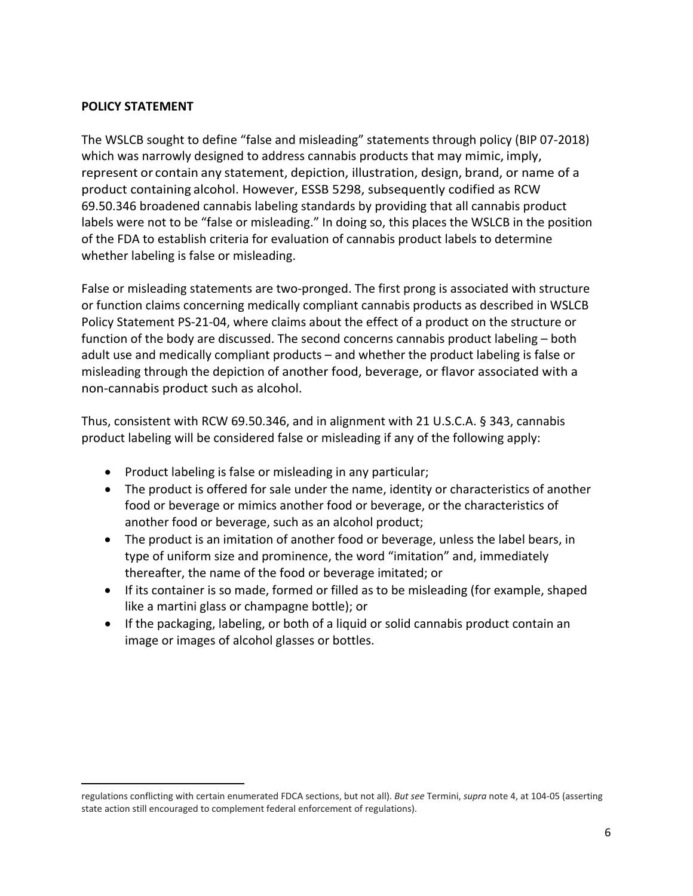**POLICY STATEMENT**

The WSLCB sought to define "false and misleading" statements through policy (BIP 07-2018) which was narrowly designed to address cannabis products that may mimic, imply, represent or contain any statement, depiction, illustration, design, brand, or name of a product containing alcohol. However, ESSB 5298, subsequently codified as RCW 69.50.346 broadened cannabis labeling standards by providing that all cannabis product labels were not to be "false or misleading." In doing so, this places the WSLCB in the position of the FDA to establish criteria for evaluation of cannabis product labels to determine whether labeling is false or misleading.

False or misleading statements are two-pronged. The first prong is associated with structure or function claims concerning medically compliant cannabis products as described in WSLCB Policy Statement PS-21-04, where claims about the effect of a product on the structure or function of the body are discussed. The second concerns cannabis product labeling – both adult use and medically compliant products – and whether the product labeling is false or misleading through the depiction of another food, beverage, or flavor associated with a non-cannabis product such as alcohol.

Thus, consistent with RCW 69.50.346, and in alignment with 21 U.S.C.A. § 343, cannabis product labeling will be considered false or misleading if any of the following apply:

- Product labeling is false or misleading in any particular;
- The product is offered for sale under the name, identity or characteristics of another food or beverage or mimics another food or beverage, or the characteristics of another food or beverage, such as an alcohol product;
- The product is an imitation of another food or beverage, unless the label bears, in type of uniform size and prominence, the word "imitation" and, immediately thereafter, the name of the food or beverage imitated; or
- If its container is so made, formed or filled as to be misleading (for example, shaped like a martini glass or champagne bottle); or
- If the packaging, labeling, or both of a liquid or solid cannabis product contain an image or images of alcohol glasses or bottles.

---

regulations conflicting with certain enumerated FDCA sections, but not all). *But see* Termini, *supra* note 4, at 104-05 (asserting state action still encouraged to complement federal enforcement of regulations).